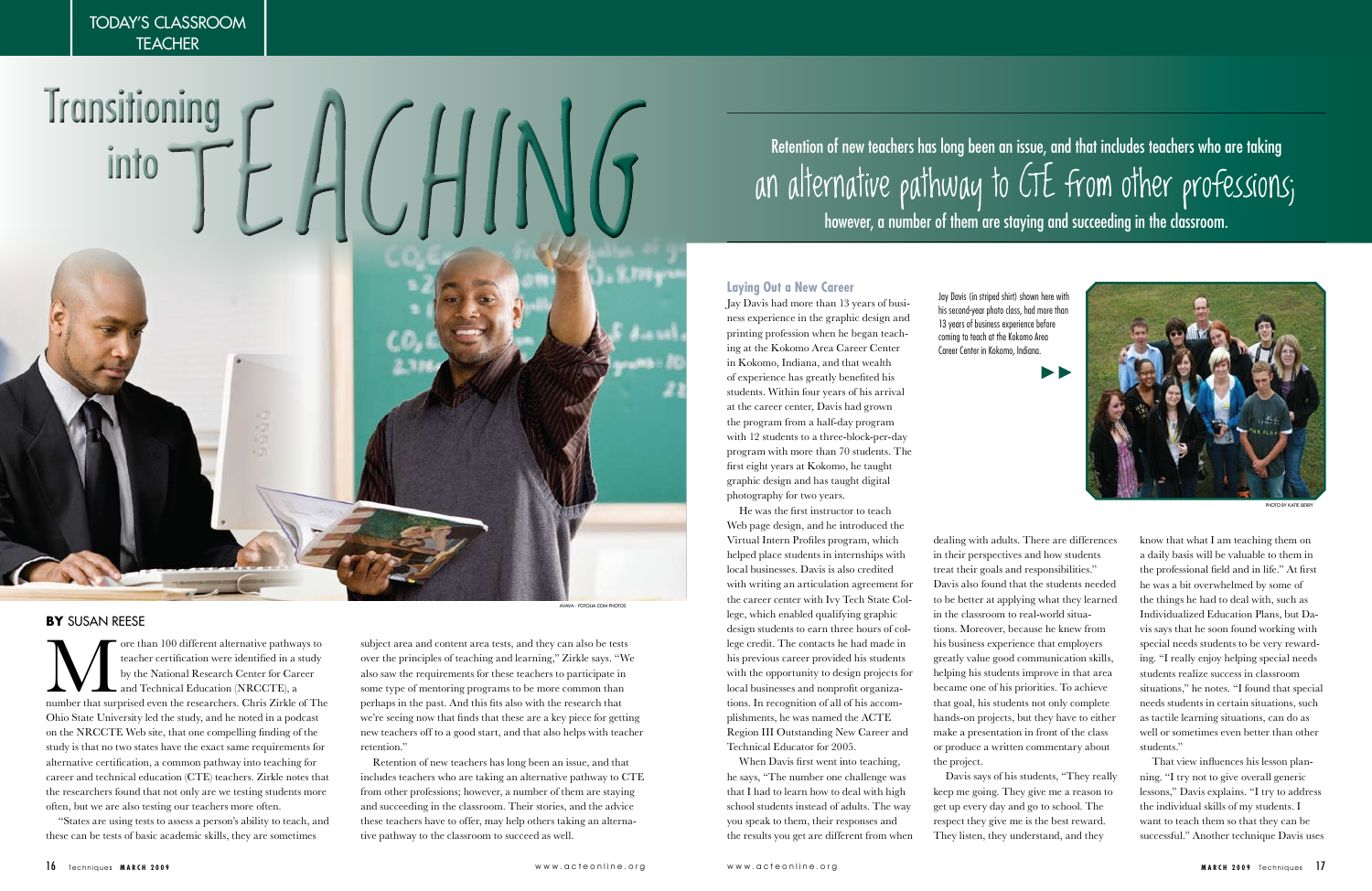# Transitioning into TEACHING

Retention of new teachers has long been an issue, and that includes teachers who are taking an alternative pathway to CTE from other professions; however, a number of them are staying and succeeding in the classroom.

AVAVA · FOTOLIA.COM PHOTOS

**BY** SUSAN REESE

More than 100 different alternative pathways to teacher certification were identified in a study by the National Research Center for Career and Technical Education (NRCCTE), a number that surprised even the researchers. Chris Zirkle of The Ohio State University led the study, and he noted in a podcast on the NRCCTE Web site, that one compelling finding of the study is that no two states have the exact same requirements for alternative certification, a common pathway into teaching for career and technical education (CTE) teachers. Zirkle notes that the researchers found that not only are we testing students more often, but we are also testing our teachers more often.

"States are using tests to assess a person's ability to teach, and these can be tests of basic academic skills, they are sometimes subject area and content area tests, and they can also be tests over the principles of teaching and learning," Zirkle says. "We also saw the requirements for these teachers to participate in some type of mentoring programs to be more common than perhaps in the past. And this fits also with the research that we're seeing now that finds that these are a key piece for getting new teachers off to a good start, and that also helps with teacher retention."

Retention of new teachers has long been an issue, and that includes teachers who are taking an alternative pathway to CTE from other professions; however, a number of them are staying and succeeding in the classroom. Their stories, and the advice these teachers have to offer, may help others taking an alternative pathway to the classroom to succeed as well.

### Laying Out a New Career

Jay Davis had more than 13 years of business experience in the graphic design and printing profession when he began teaching at the Kokomo Area Career Center in Kokomo, Indiana, and that wealth of experience has greatly benefited his students. Within four years of his arrival at the career center, Davis had grown the program from a half-day program with 12 students to a three-block-per-day program with more than 70 students. The first eight years at Kokomo, he taught graphic design and has taught digital photography for two years.

He was the first instructor to teach Web page design, and he introduced the Virtual Intern Profiles program, which helped place students in internships with local businesses. Davis is also credited with writing an articulation agreement for the career center with Ivy Tech State College, which enabled qualifying graphic design students to earn three hours of college credit. The contacts he had made in his previous career provided his students with the opportunity to design projects for local businesses and nonprofit organizations. In recognition of all of his accomplishments, he was named the ACTE Region III Outstanding New Career and Technical Educator for 2005.

When Davis first went into teaching, he says, "The number one challenge was that I had to learn how to deal with high school students instead of adults. The way you speak to them, their responses and the results you get are different from when dealing with adults. There are differences in their perspectives and how students treat their goals and responsibilities." Davis also found that the students needed to be better at applying what they learned in the classroom to real-world situations. Moreover, because he knew from his business experience that employers greatly value good communication skills, helping his students improve in that area became one of his priorities. To achieve that goal, his students not only complete hands-on projects, but they have to either make a presentation in front of the class or produce a written commentary about the project.

Davis says of his students, "They really keep me going. They give me a reason to get up every day and go to school. The respect they give me is the best reward. They listen, they understand, and they know that what I am teaching them on a daily basis will be valuable to them in the professional field and in life." At first he was a bit overwhelmed by some of the things he had to deal with, such as Individualized Education Plans, but Davis says that he soon found working with special needs students to be very rewarding. "I really enjoy helping special needs students realize success in classroom situations," he notes. "I found that special needs students in certain situations, such as tactile learning situations, can do as well or sometimes even better than other students."

That view influences his lesson planning. "I try not to give overall generic lessons," Davis explains. "I try to address the individual skills of my students. I want to teach them so that they can be successful." Another technique Davis uses

Jay Davis (in striped shirt) shown here with his second-year photo class, had more than 13 years of business experience before coming to teach at the Kokomo Area Career Center in Kokomo, Indiana.

PHOTO BY KATIE BERRY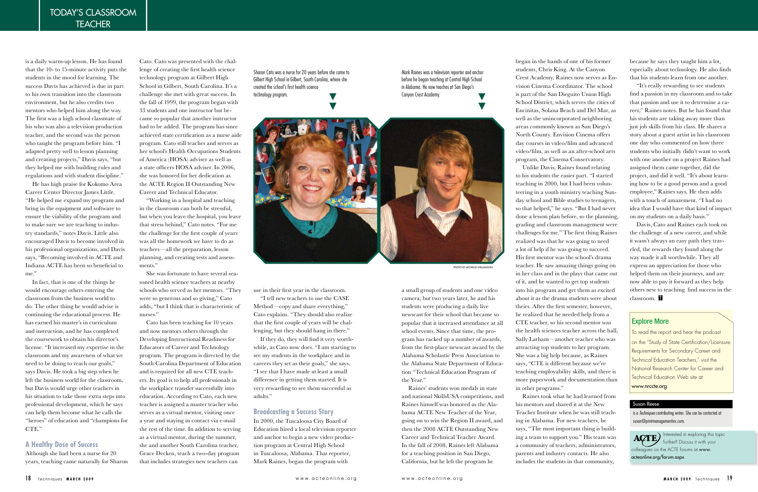is a daily warm-up lesson. He has found that the 10- to 15-minute activity puts the students in the mood for learning. The success Davis has achieved is due in part to his own transition into the classroom environment, but he also credits two mentors who helped him along the way. The first was a high school classmate of his who was also a television production teacher, and the second was the person who taught the program before him. "I adapted pretty well to lesson planning and creating projects," Davis says, "but they helped me with building rules and regulations and with student discipline."

He has high praise for Kokomo Area Career Center Director James Little. "He helped me expand my program and bring in the equipment and software to ensure the viability of the program and to make sure we are teaching to industry standards," notes Davis. Little also encouraged Davis to become involved in his professional organizations, and Davis says, "Becoming involved in ACTE and Indiana ACTE has been so beneficial to me."

In fact, that is one of the things he would encourage others entering the classroom from the business world to do. The other thing he would advise is continuing the educational process. He has earned his master's in curriculum and instruction, and he has completed the coursework to obtain his director's license. "It increased my expertise in the classroom and my awareness of what we need to be doing to reach our goals," says Davis. He took a big step when he left the business world for the classroom, but Davis would urge other teachers in his situation to take those extra steps into professional development, which he says can help them become what he calls the "heroes" of education and "champions for CTE."

## A Healthy Dose of Success

Although she had been a nurse for 20 years, teaching came naturally for Sharon Cato. Cato was presented with the challenge of creating the first health science technology program at Gilbert High School in Gilbert, South Carolina. It's a challenge she met with great success. In the fall of 1999, the program began with 33 students and one instructor but became so popular that another instructor had to be added. The program has since achieved state certification as a nurse aide program. Cato still teaches and serves as her school's Health Occupations Students of America (HOSA) adviser as well as a state officers HOSA adviser. In 2006, she was honored for her dedication as the ACTE Region II Outstanding New Career and Technical Educator.

"Working in a hospital and teaching in the classroom can both be stressful, but when you leave the hospital, you leave that stress behind," Cato notes. "For me the challenge for the first couple of years was all the homework we have to do as teachers—all the preparation, lesson planning, and creating tests and assessments."

She was fortunate to have several seasoned health science teachers at nearby schools who served as her mentors. "They were so generous and so giving," Cato adds, "but I think that is characteristic of nurses."

Cato has been teaching for 10 years and now mentors others through the Developing Instructional Readiness for Educators of Career and Technology program. The program is directed by the South Carolina Department of Education and is required for all new CTE teachers. Its goal is to help all professionals in the workplace transfer successfully into education. According to Cato, each new teacher is assigned a master teacher who serves as a virtual mentor, visiting once a year and staying in contact via e-mail the rest of the time. In addition to serving as a virtual mentor, during the summer, she and another South Carolina teacher, Grace Decken, teach a two-day program that includes strategies new teachers can use in their first year in the classroom.

Sharon Cato was a nurse for 20 years before she came to Gilbert High School in Gilbert, South Carolina, where she created the school's first health science technology program.

Mark Raines was a television reporter and anchor before he began teaching at Central High School in Alabama. He now teaches at San Diego's Canyon Crest Academy.

PHOTO BY MICHELLE WILLIAMSON

"I tell new teachers to use the CASE Method—copy and share everything," Cato explains. "They should also realize that the first couple of years will be challenging, but they should hang in there."

If they do, they will find it very worthwhile, as Cato now does. "I am starting to see my students in the workplace and in careers they set as their goals," she says. "I see that I have made at least a small difference in getting them started. It is very rewarding to see them successful as adults."

## Broadcasting a Success Story

In 2000, the Tuscaloosa City Board of Education hired a local television reporter and anchor to begin a new video production program at Central High School in Tuscaloosa, Alabama. That reporter, Mark Raines, began the program with a small group of students and one video camera; but two years later, he and his students were producing a daily live newscast for their school that became so popular that it increased attendance at all school events. Since that time, the program has racked up a number of awards, from the first-place newscast award by the Alabama Scholastic Press Association to the Alabama State Department of Education "Technical Education Program of the Year."

Raines' students won medals in state and national SkillsUSA competitions, and Raines himself was honored as the Alabama ACTE New Teacher of the Year, going on to win the Region II award, and then the 2008 ACTE Outstanding New Career and Technical Teacher Award. In the fall of 2008, Raines left Alabama for a teaching position in San Diego, California, but he left the program he began in the hands of one of his former students, Chris King. At the Canyon Crest Academy, Raines now serves as Envision Cinema Coordinator. The school is part of the San Dieguito Union High School District, which serves the cities of Encinitas, Solana Beach and Del Mar, as well as the unincorporated neighboring areas commonly known as San Diego's North County. Envision Cinema offers day courses in video/film and advanced video/film, as well as an after-school arts program, the Cinema Conservatory.

Unlike Davis, Raines found relating to his students the easier part. "I started teaching in 2000, but I had been volunteering in a youth ministry teaching Sunday school and Bible studies to teenagers, so that helped," he says. "But I had never done a lesson plan before, so the planning, grading and classroom management were challenges for me." The first thing Raines realized was that he was going to need a lot of help if he was going to succeed. His first mentor was the school's drama teacher. He saw amazing things going on in her class and in the plays that came out of it, and he wanted to get top students into his program and get them as excited about it as the drama students were about theirs. After the first semester, however, he realized that he needed help from a CTE teacher, so his second mentor was the health sciences teacher across the hall, Sally Latham—another teacher who was attracting top students to her program. She was a big help because, as Raines says, "CTE is different because we're teaching employability skills, and there is more paperwork and documentation than in other programs."

Raines took what he had learned from his mentors and shared it at the New Teacher Institute when he was still teaching in Alabama. For new teachers, he says, "The most important thing is building a team to support you." His team was a community of teachers, administrators, parents and industry contacts. He also includes the students in that community, because he says they taught him a lot, especially about technology. He also finds that his students learn from one another.

"It's really rewarding to see students find a passion in my classroom and to take that passion and use it to determine a career," Raines notes. But he has found that his students are taking away more than just job skills from his class. He shares a story about a guest artist in his classroom one day who commented on how three students who initially didn't want to work with one another on a project Raines had assigned them came together, did the project, and did it well. "It's about learning how to be a good person and a good employee," Raines says. He then adds with a touch of amazement. "I had no idea that I would have that kind of impact on my students on a daily basis."

Davis, Cato and Raines each took on the challenge of a new career, and while it wasn't always an easy path they traveled, the rewards they found along the way made it all worthwhile. They all express an appreciation for those who helped them on their journeys, and are now able to pay it forward as they help others new to teaching find success in the classroom.

### Explore More

To read the report and hear the podcast on the "Study of State Certification/Licensure Requirements for Secondary Career and Technical Education Teachers," visit the National Research Center for Career and Technical Education Web site at www.nrccte.org.

**Susan Reese**

is a *Techniques* contributing writer. She can be contacted at susan@printmanagementinc.com.

Interested in exploring this topic further? Discuss it with your colleagues on the ACTE forums at www.acteonline.org/forum.aspx.